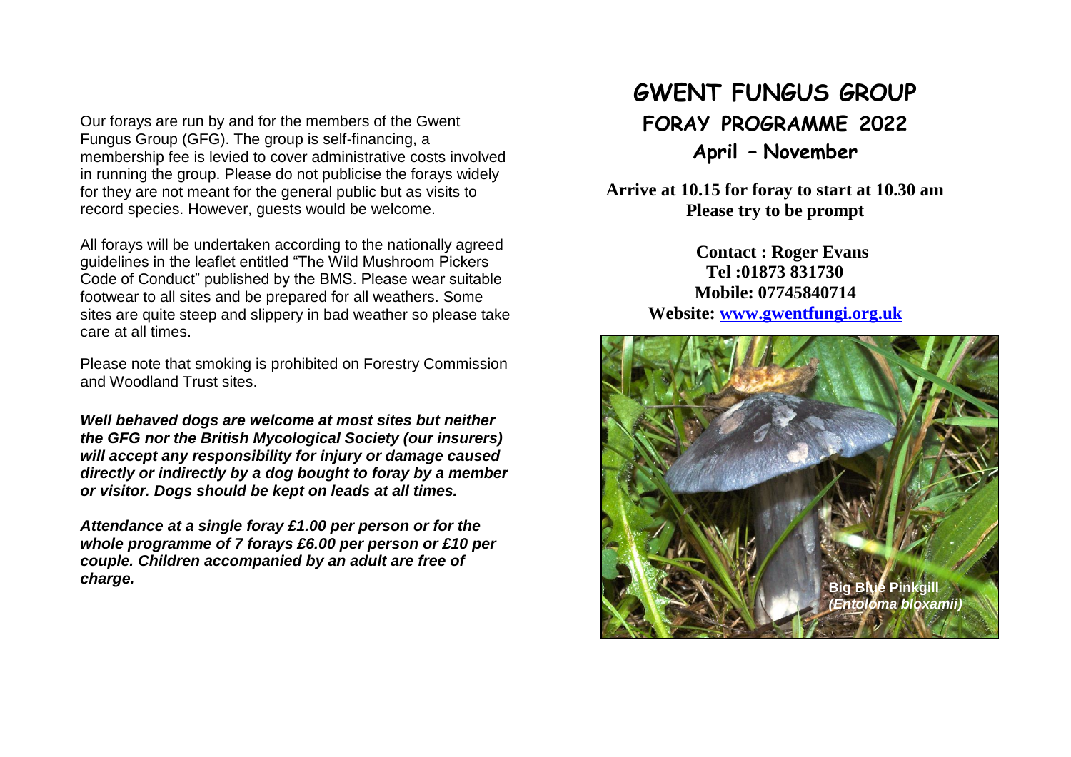Our forays are run by and for the members of the Gwent Fungus Group (GFG). The group is self-financing, a membership fee is levied to cover administrative costs involved in running the group. Please do not publicise the forays widely for they are not meant for the general public but as visits to record species. However, guests would be welcome.

All forays will be undertaken according to the nationally agreed guidelines in the leaflet entitled "The Wild Mushroom Pickers Code of Conduct" published by the BMS. Please wear suitable footwear to all sites and be prepared for all weathers. Some sites are quite steep and slippery in bad weather so please take care at all times.

Please note that smoking is prohibited on Forestry Commission and Woodland Trust sites.

***Well behaved dogs are welcome at most sites but neither the GFG nor the British Mycological Society (our insurers) will accept any responsibility for injury or damage caused directly or indirectly by a dog bought to foray by a member or visitor. Dogs should be kept on leads at all times.***

***Attendance at a single foray £1.00 per person or for the whole programme of 7 forays £6.00 per person or £10 per couple. Children accompanied by an adult are free of charge.***

# GWENT FUNGUS GROUP

## FORAY PROGRAMME 2022

### April – November

**Arrive at 10.15 for foray to start at 10.30 am**
**Please try to be prompt**

**Contact : Roger Evans**
**Tel :01873 831730**
**Mobile: 07745840714**
**Website: www.gwentfungi.org.uk**

**Big Blue Pinkgill**
***(Entoloma bloxamii)***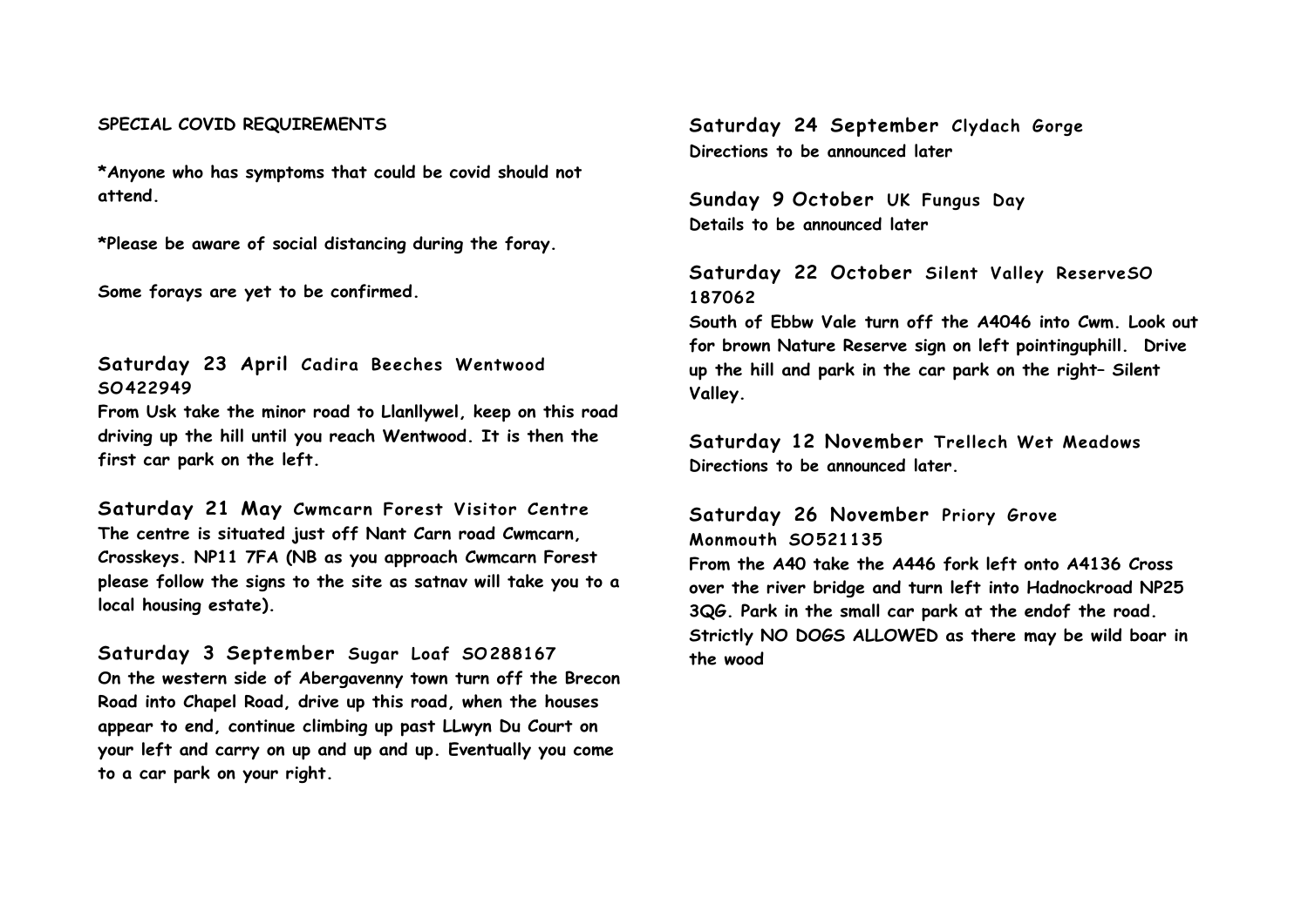**SPECIAL COVID REQUIREMENTS**

**\*Anyone who has symptoms that could be covid should not attend.**

**\*Please be aware of social distancing during the foray.**

**Some forays are yet to be confirmed.**

### Saturday 23 April Cadira Beeches Wentwood SO422949

**From Usk take the minor road to Llanllywel, keep on this road driving up the hill until you reach Wentwood. It is then the first car park on the left.**

### Saturday 21 May Cwmcarn Forest Visitor Centre

**The centre is situated just off Nant Carn road Cwmcarn, Crosskeys. NP11 7FA (NB as you approach Cwmcarn Forest please follow the signs to the site as satnav will take you to a local housing estate).**

### Saturday 3 September Sugar Loaf SO288167

**On the western side of Abergavenny town turn off the Brecon Road into Chapel Road, drive up this road, when the houses appear to end, continue climbing up past LLwyn Du Court on your left and carry on up and up and up. Eventually you come to a car park on your right.**

### Saturday 24 September Clydach Gorge

**Directions to be announced later**

### Sunday 9 October UK Fungus Day

**Details to be announced later**

### Saturday 22 October Silent Valley ReserveSO 187062

**South of Ebbw Vale turn off the A4046 into Cwm. Look out for brown Nature Reserve sign on left pointinguphill. Drive up the hill and park in the car park on the right– Silent Valley.**

### Saturday 12 November Trellech Wet Meadows

**Directions to be announced later.**

### Saturday 26 November Priory Grove Monmouth SO521135

**From the A40 take the A446 fork left onto A4136 Cross over the river bridge and turn left into Hadnockroad NP25 3QG. Park in the small car park at the endof the road. Strictly NO DOGS ALLOWED as there may be wild boar in the wood**